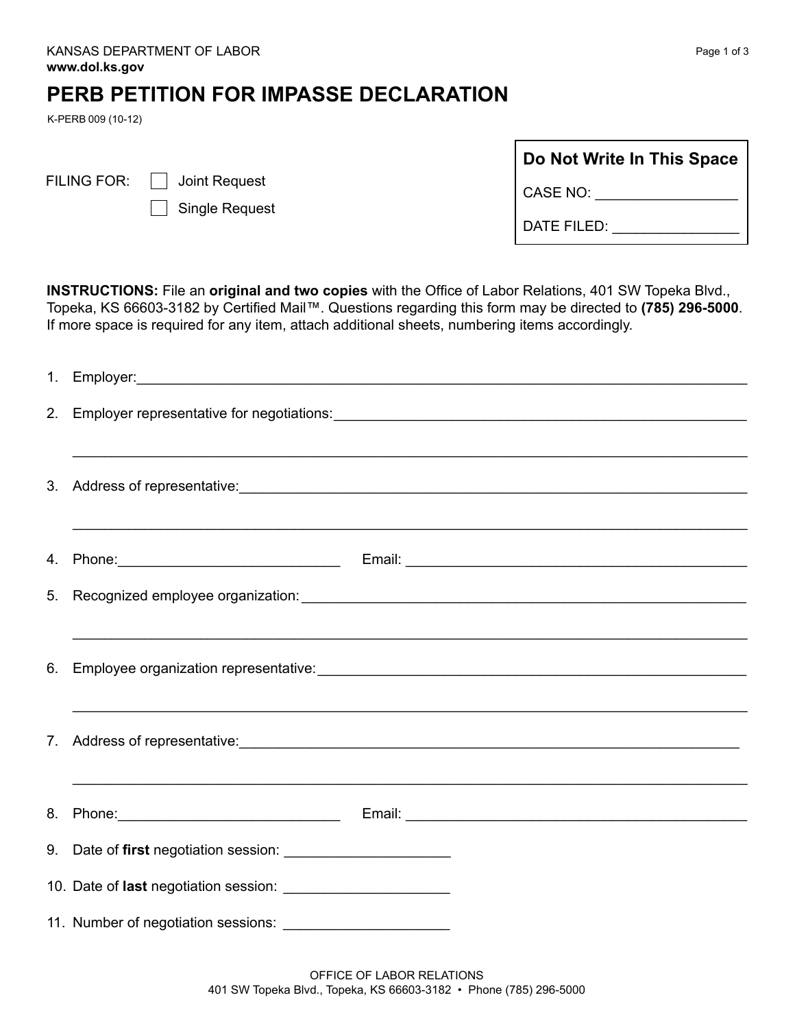KANSAS DEPARTMENT OF LABOR
**www.dol.ks.gov**

# PERB PETITION FOR IMPASSE DECLARATION

K-PERB 009 (10-12)

FILING FOR: ☐ Joint Request
☐ Single Request

**Do Not Write In This Space**

CASE NO: _________________

DATE FILED: _______________

**INSTRUCTIONS:** File an **original and two copies** with the Office of Labor Relations, 401 SW Topeka Blvd., Topeka, KS 66603-3182 by Certified Mail™. Questions regarding this form may be directed to **(785) 296-5000**. If more space is required for any item, attach additional sheets, numbering items accordingly.

1. Employer:_______________________________________________________________________
2. Employer representative for negotiations:_____________________________________________

   _______________________________________________________________________________
3. Address of representative:__________________________________________________________

   _______________________________________________________________________________
4. Phone:____________________________ Email: ____________________________________________
5. Recognized employee organization:___________________________________________________

   _______________________________________________________________________________
6. Employee organization representative:________________________________________________

   _______________________________________________________________________________
7. Address of representative:__________________________________________________________

   _______________________________________________________________________________
8. Phone:____________________________ Email: ____________________________________________
9. Date of **first** negotiation session: ____________________
10. Date of **last** negotiation session: ____________________
11. Number of negotiation sessions: ____________________

OFFICE OF LABOR RELATIONS
401 SW Topeka Blvd., Topeka, KS 66603-3182 • Phone (785) 296-5000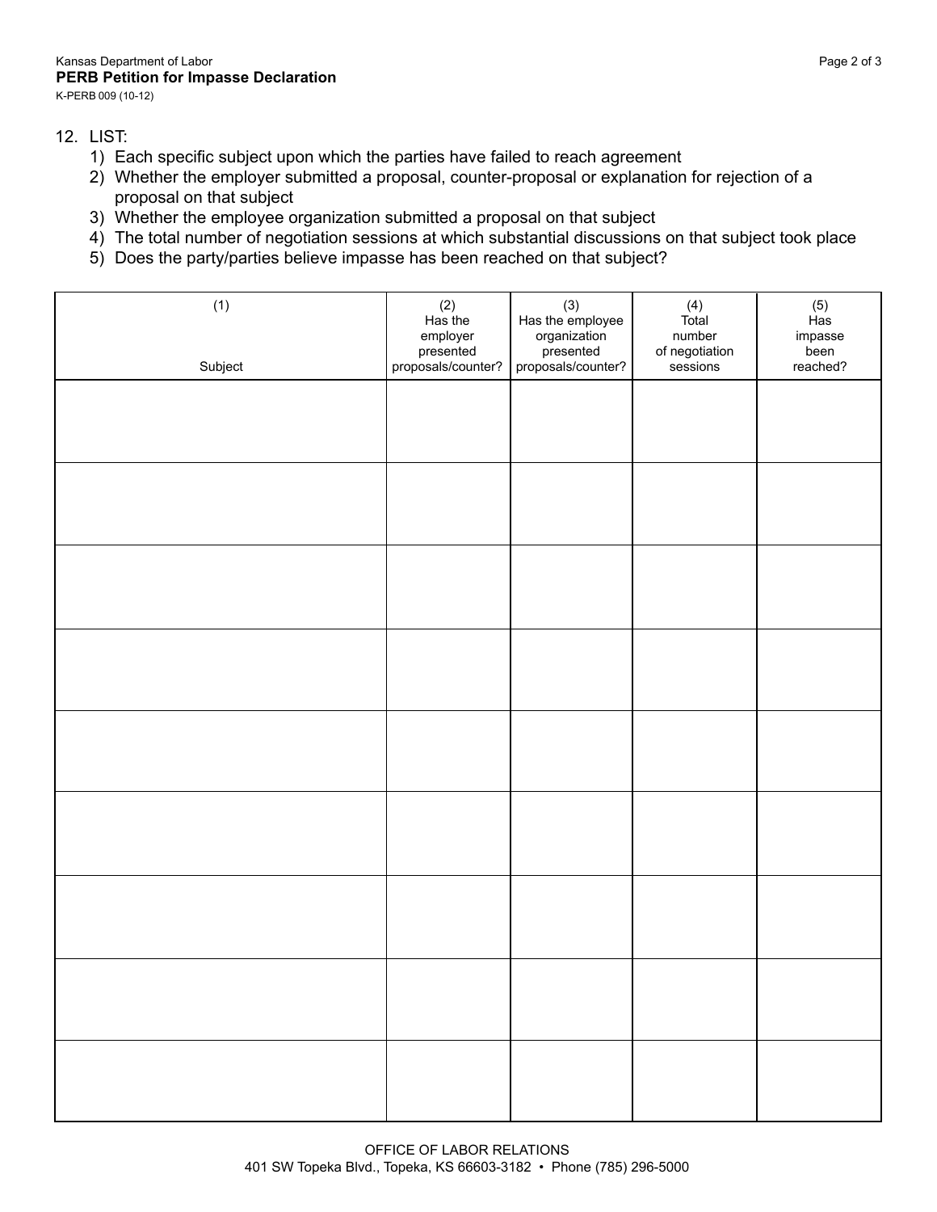12. LIST:
    1) Each specific subject upon which the parties have failed to reach agreement
    2) Whether the employer submitted a proposal, counter-proposal or explanation for rejection of a proposal on that subject
    3) Whether the employee organization submitted a proposal on that subject
    4) The total number of negotiation sessions at which substantial discussions on that subject took place
    5) Does the party/parties believe impasse has been reached on that subject?

| (1) Subject | (2) Has the employer presented proposals/counter? | (3) Has the employee organization presented proposals/counter? | (4) Total number of negotiation sessions | (5) Has impasse been reached? |
|---|---|---|---|---|
| | | | | |
| | | | | |
| | | | | |
| | | | | |
| | | | | |
| | | | | |
| | | | | |
| | | | | |
| | | | | |

OFFICE OF LABOR RELATIONS
401 SW Topeka Blvd., Topeka, KS 66603-3182 • Phone (785) 296-5000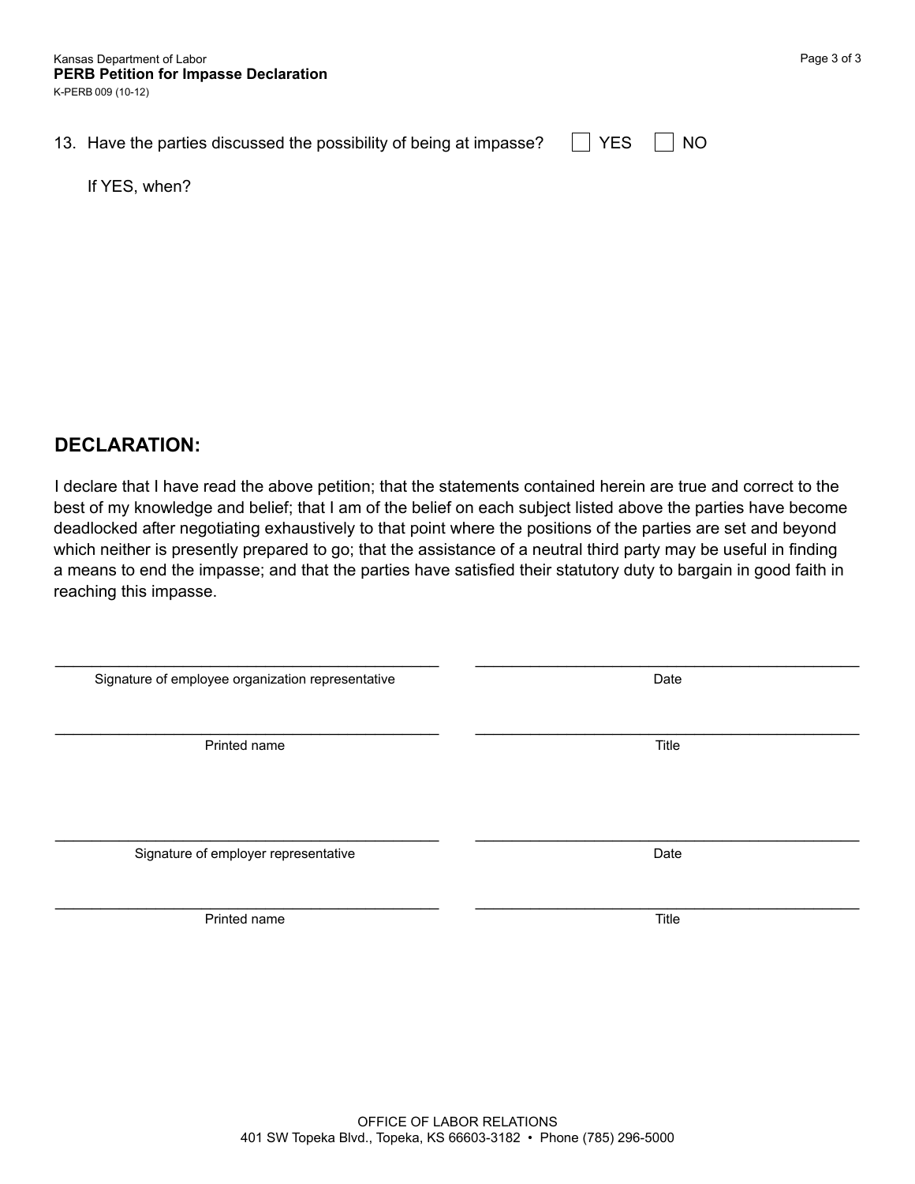13. Have the parties discussed the possibility of being at impasse? ☐ YES ☐ NO

    If YES, when?

## DECLARATION:

I declare that I have read the above petition; that the statements contained herein are true and correct to the best of my knowledge and belief; that I am of the belief on each subject listed above the parties have become deadlocked after negotiating exhaustively to that point where the positions of the parties are set and beyond which neither is presently prepared to go; that the assistance of a neutral third party may be useful in finding a means to end the impasse; and that the parties have satisfied their statutory duty to bargain in good faith in reaching this impasse.

| | |
|---|---|
| \_\_\_\_\_\_\_\_\_\_\_\_\_\_\_\_\_\_\_\_\_\_\_\_\_\_\_\_\_\_ | \_\_\_\_\_\_\_\_\_\_\_\_\_\_\_\_\_\_\_\_\_\_\_\_\_\_\_\_\_\_ |
| Signature of employee organization representative | Date |
| \_\_\_\_\_\_\_\_\_\_\_\_\_\_\_\_\_\_\_\_\_\_\_\_\_\_\_\_\_\_ | \_\_\_\_\_\_\_\_\_\_\_\_\_\_\_\_\_\_\_\_\_\_\_\_\_\_\_\_\_\_ |
| Printed name | Title |
| \_\_\_\_\_\_\_\_\_\_\_\_\_\_\_\_\_\_\_\_\_\_\_\_\_\_\_\_\_\_ | \_\_\_\_\_\_\_\_\_\_\_\_\_\_\_\_\_\_\_\_\_\_\_\_\_\_\_\_\_\_ |
| Signature of employer representative | Date |
| \_\_\_\_\_\_\_\_\_\_\_\_\_\_\_\_\_\_\_\_\_\_\_\_\_\_\_\_\_\_ | \_\_\_\_\_\_\_\_\_\_\_\_\_\_\_\_\_\_\_\_\_\_\_\_\_\_\_\_\_\_ |
| Printed name | Title |

OFFICE OF LABOR RELATIONS
401 SW Topeka Blvd., Topeka, KS 66603-3182 • Phone (785) 296-5000